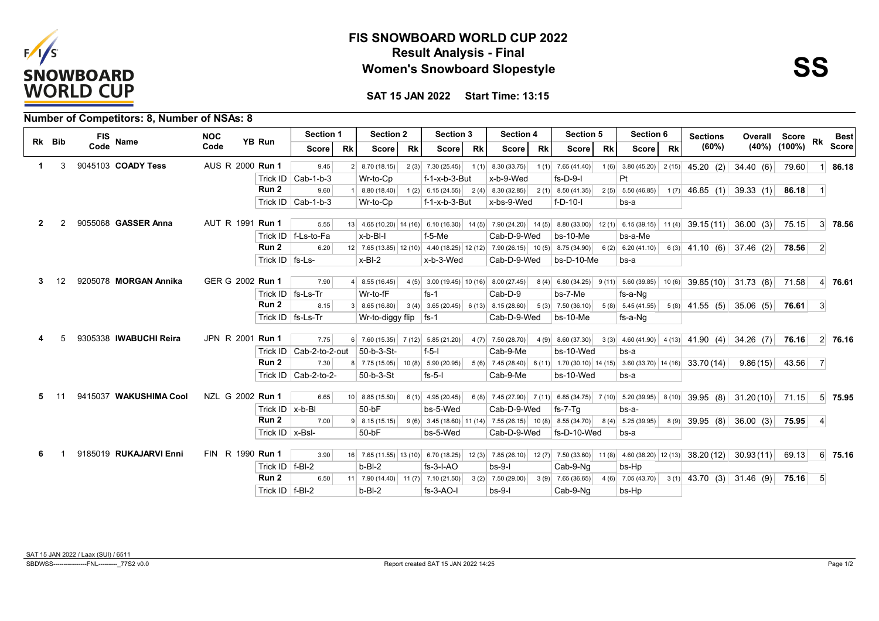# FIS SNOWBOARD WORLD CUP 2022

## Result Analysis - Final

## Women's Snowboard Slopestyle

**SS**

**SAT 15 JAN 2022 Start Time: 13:15**

### Number of Competitors: 8, Number of NSAs: 8

| Rk | Bib | FIS Code | Name | NOC Code | YB | Run | Section 1 Score | Rk | Section 2 Score | Rk | Section 3 Score | Rk | Section 4 Score | Rk | Section 5 Score | Rk | Section 6 Score | Rk | Sections (60%) | Overall (40%) | Score (100%) | Rk | Best Score |
|---|---|---|---|---|---|---|---|---|---|---|---|---|---|---|---|---|---|---|---|---|---|---|---|
| 1 | 3 | 9045103 | **COADY Tess** | AUS | R 2000 | **Run 1** | 9.45 | 2 | 8.70 (18.15) | 2 (3) | 7.30 (25.45) | 1 (1) | 8.30 (33.75) | 1 (1) | 7.65 (41.40) | 1 (6) | 3.80 (45.20) | 2 (15) | 45.20 (2) | 34.40 (6) | 79.60 | 1 | **86.18** |
| | | | | | | Trick ID | Cab-1-b-3 | | Wr-to-Cp | | f-1-x-b-3-But | | x-b-9-Wed | | fs-D-9-I | | Pt | | | | | | |
| | | | | | | **Run 2** | 9.60 | 1 | 8.80 (18.40) | 1 (2) | 6.15 (24.55) | 2 (4) | 8.30 (32.85) | 2 (1) | 8.50 (41.35) | 2 (5) | 5.50 (46.85) | 1 (7) | 46.85 (1) | 39.33 (1) | **86.18** | 1 | |
| | | | | | | Trick ID | Cab-1-b-3 | | Wr-to-Cp | | f-1-x-b-3-But | | x-bs-9-Wed | | f-D-10-I | | bs-a | | | | | | |
| 2 | 2 | 9055068 | **GASSER Anna** | AUT | R 1991 | **Run 1** | 5.55 | 13 | 4.65 (10.20) | 14 (16) | 6.10 (16.30) | 14 (5) | 7.90 (24.20) | 14 (5) | 8.80 (33.00) | 12 (1) | 6.15 (39.15) | 11 (4) | 39.15 (11) | 36.00 (3) | 75.15 | 3 | **78.56** |
| | | | | | | Trick ID | f-Ls-to-Fa | | x-b-Bl-I | | f-5-Me | | Cab-D-9-Wed | | bs-10-Me | | bs-a-Me | | | | | | |
| | | | | | | **Run 2** | 6.20 | 12 | 7.65 (13.85) | 12 (10) | 4.40 (18.25) | 12 (12) | 7.90 (26.15) | 10 (5) | 8.75 (34.90) | 6 (2) | 6.20 (41.10) | 6 (3) | 41.10 (6) | 37.46 (2) | **78.56** | 2 | |
| | | | | | | Trick ID | fs-Ls- | | x-Bl-2 | | x-b-3-Wed | | Cab-D-9-Wed | | bs-D-10-Me | | bs-a | | | | | | |
| 3 | 12 | 9205078 | **MORGAN Annika** | GER | G 2002 | **Run 1** | 7.90 | 4 | 8.55 (16.45) | 4 (5) | 3.00 (19.45) | 10 (16) | 8.00 (27.45) | 8 (4) | 6.80 (34.25) | 9 (11) | 5.60 (39.85) | 10 (6) | 39.85 (10) | 31.73 (8) | 71.58 | 4 | **76.61** |
| | | | | | | Trick ID | fs-Ls-Tr | | Wr-to-fF | | fs-1 | | Cab-D-9 | | bs-7-Me | | fs-a-Ng | | | | | | |
| | | | | | | **Run 2** | 8.15 | 3 | 8.65 (16.80) | 3 (4) | 3.65 (20.45) | 6 (13) | 8.15 (28.60) | 5 (3) | 7.50 (36.10) | 5 (8) | 5.45 (41.55) | 5 (8) | 41.55 (5) | 35.06 (5) | **76.61** | 3 | |
| | | | | | | Trick ID | fs-Ls-Tr | | Wr-to-diggy flip | | fs-1 | | Cab-D-9-Wed | | bs-10-Me | | fs-a-Ng | | | | | | |
| 4 | 5 | 9305338 | **IWABUCHI Reira** | JPN | R 2001 | **Run 1** | 7.75 | 6 | 7.60 (15.35) | 7 (12) | 5.85 (21.20) | 4 (7) | 7.50 (28.70) | 4 (9) | 8.60 (37.30) | 3 (3) | 4.60 (41.90) | 4 (13) | 41.90 (4) | 34.26 (7) | 76.16 | 2 | **76.16** |
| | | | | | | Trick ID | Cab-2-to-2-out | | 50-b-3-St- | | f-5-I | | Cab-9-Me | | bs-10-Wed | | bs-a | | | | | | |
| | | | | | | **Run 2** | 7.30 | 8 | 7.75 (15.05) | 10 (8) | 5.90 (20.95) | 5 (6) | 7.45 (28.40) | 6 (11) | 1.70 (30.10) | 14 (15) | 3.60 (33.70) | 14 (16) | 33.70 (14) | 9.86 (15) | 43.56 | 7 | |
| | | | | | | Trick ID | Cab-2-to-2- | | 50-b-3-St | | fs-5-I | | Cab-9-Me | | bs-10-Wed | | bs-a | | | | | | |
| 5 | 11 | 9415037 | **WAKUSHIMA Cool** | NZL | G 2002 | **Run 1** | 6.65 | 10 | 8.85 (15.50) | 6 (1) | 4.95 (20.45) | 6 (8) | 7.45 (27.90) | 7 (11) | 6.85 (34.75) | 7 (10) | 5.20 (39.95) | 8 (10) | 39.95 (8) | 31.20 (10) | 71.15 | 5 | **75.95** |
| | | | | | | Trick ID | x-b-Bl | | 50-bF | | bs-5-Wed | | Cab-D-9-Wed | | fs-7-Tg | | bs-a- | | | | | | |
| | | | | | | **Run 2** | 7.00 | 9 | 8.15 (15.15) | 9 (6) | 3.45 (18.60) | 11 (14) | 7.55 (26.15) | 10 (8) | 8.55 (34.70) | 8 (4) | 5.25 (39.95) | 8 (9) | 39.95 (8) | 36.00 (3) | **75.95** | 4 | |
| | | | | | | Trick ID | x-Bsl- | | 50-bF | | bs-5-Wed | | Cab-D-9-Wed | | fs-D-10-Wed | | bs-a | | | | | | |
| 6 | 1 | 9185019 | **RUKAJARVI Enni** | FIN | R 1990 | **Run 1** | 3.90 | 16 | 7.65 (11.55) | 13 (10) | 6.70 (18.25) | 12 (3) | 7.85 (26.10) | 12 (7) | 7.50 (33.60) | 11 (8) | 4.60 (38.20) | 12 (13) | 38.20 (12) | 30.93 (11) | 69.13 | 6 | **75.16** |
| | | | | | | Trick ID | f-Bl-2 | | b-Bl-2 | | fs-3-I-AO | | bs-9-I | | Cab-9-Ng | | bs-Hp | | | | | | |
| | | | | | | **Run 2** | 6.50 | 11 | 7.90 (14.40) | 11 (7) | 7.10 (21.50) | 3 (2) | 7.50 (29.00) | 3 (9) | 7.65 (36.65) | 4 (6) | 7.05 (43.70) | 3 (1) | 43.70 (3) | 31.46 (9) | **75.16** | 5 | |
| | | | | | | Trick ID | f-Bl-2 | | b-Bl-2 | | fs-3-AO-I | | bs-9-I | | Cab-9-Ng | | bs-Hp | | | | | | |

SAT 15 JAN 2022 / Laax (SUI) / 6511

SBDWSS----------------FNL---------_77S2 v0.0

Report created SAT 15 JAN 2022 14:25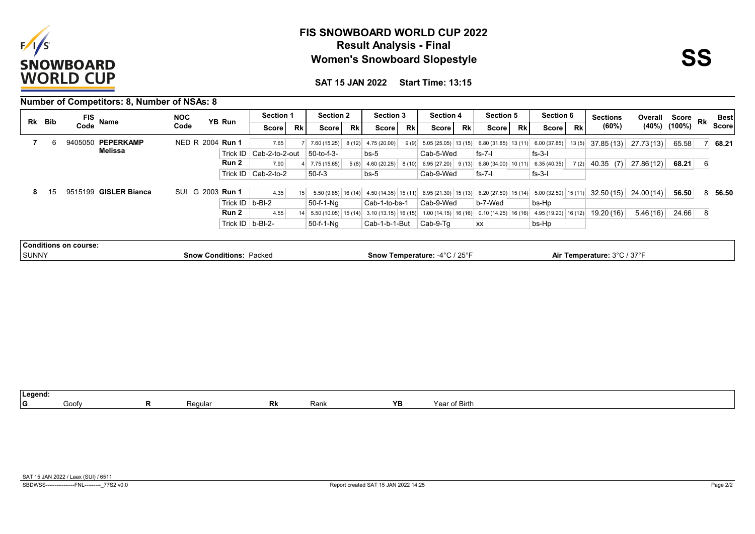# FIS SNOWBOARD WORLD CUP 2022

## Result Analysis - Final

## Women's Snowboard Slopestyle

**SS**

**SAT 15 JAN 2022 Start Time: 13:15**

### Number of Competitors: 8, Number of NSAs: 8

| Rk | Bib | FIS Code | Name | NOC Code | | YB | Run | Section 1 Score | Rk | Section 2 Score | Rk | Section 3 Score | Rk | Section 4 Score | Rk | Section 5 Score | Rk | Section 6 Score | Rk | Sections (60%) | Overall (40%) | Score (100%) | Rk | Best Score |
|---|---|---|---|---|---|---|---|---|---|---|---|---|---|---|---|---|---|---|---|---|---|---|---|---|
| 7 | 6 | 9405050 | **PEPERKAMP** Melissa | NED | R | 2004 | **Run 1** | 7.65 | 7 | 7.60 (15.25) | 8 (12) | 4.75 (20.00) | 9 (9) | 5.05 (25.05) | 13 (15) | 6.80 (31.85) | 13 (11) | 6.00 (37.85) | 13 (5) | 37.85 (13) | 27.73 (13) | 65.58 | 7 | **68.21** |
| | | | | | | | Trick ID | Cab-2-to-2-out | | 50-to-f-3- | | bs-5 | | Cab-5-Wed | | fs-7-l | | fs-3-l | | | | | | |
| | | | | | | | **Run 2** | 7.90 | 4 | 7.75 (15.65) | 5 (8) | 4.60 (20.25) | 8 (10) | 6.95 (27.20) | 9 (13) | 6.80 (34.00) | 10 (11) | 6.35 (40.35) | 7 (2) | 40.35 (7) | 27.86 (12) | **68.21** | 6 | |
| | | | | | | | Trick ID | Cab-2-to-2 | | 50-f-3 | | bs-5 | | Cab-9-Wed | | fs-7-l | | fs-3-l | | | | | | |
| 8 | 15 | 9515199 | **GISLER Bianca** | SUI | G | 2003 | **Run 1** | 4.35 | 15 | 5.50 (9.85) | 16 (14) | 4.50 (14.35) | 15 (11) | 6.95 (21.30) | 15 (13) | 6.20 (27.50) | 15 (14) | 5.00 (32.50) | 15 (11) | 32.50 (15) | 24.00 (14) | 56.50 | 8 | **56.50** |
| | | | | | | | Trick ID | b-Bl-2 | | 50-f-1-Ng | | Cab-1-to-bs-1 | | Cab-9-Wed | | b-7-Wed | | bs-Hp | | | | | | |
| | | | | | | | **Run 2** | 4.55 | 14 | 5.50 (10.05) | 15 (14) | 3.10 (13.15) | 16 (15) | 1.00 (14.15) | 16 (16) | 0.10 (14.25) | 16 (16) | 4.95 (19.20) | 16 (12) | 19.20 (16) | 5.46 (16) | 24.66 | 8 | |
| | | | | | | | Trick ID | b-Bl-2- | | 50-f-1-Ng | | Cab-1-b-1-But | | Cab-9-Tg | | xx | | bs-Hp | | | | | | |

| Conditions on course: | | | |
|---|---|---|---|
| SUNNY | **Snow Conditions:** Packed | **Snow Temperature:** -4°C / 25°F | **Air Temperature:** 3°C / 37°F |

| Legend: | | | | | | | |
|---|---|---|---|---|---|---|---|
| G | Goofy | R | Regular | Rk | Rank | YB | Year of Birth |

SAT 15 JAN 2022 / Laax (SUI) / 6511

SBDWSS----------------FNL---------_77S2 v0.0 Report created SAT 15 JAN 2022 14:25